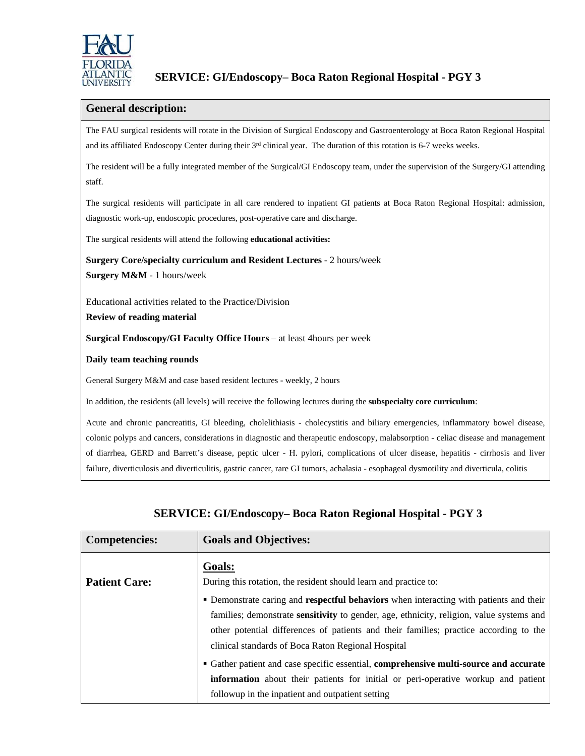## SERVICE: GI/Endoscopy– Boca Raton Regional Hospital - PGY 3

### General description:

The FAU surgical residents will rotate in the Division of Surgical Endoscopy and Gastroenterology at Boca Raton Regional Hospital and its affiliated Endoscopy Center during their 3rd clinical year. The duration of this rotation is 6-7 weeks weeks.

The resident will be a fully integrated member of the Surgical/GI Endoscopy team, under the supervision of the Surgery/GI attending staff.

The surgical residents will participate in all care rendered to inpatient GI patients at Boca Raton Regional Hospital: admission, diagnostic work-up, endoscopic procedures, post-operative care and discharge.

The surgical residents will attend the following **educational activities:**

**Surgery Core/specialty curriculum and Resident Lectures** - 2 hours/week
**Surgery M&M** - 1 hours/week

Educational activities related to the Practice/Division
**Review of reading material**

**Surgical Endoscopy/GI Faculty Office Hours** – at least 4hours per week

**Daily team teaching rounds**

General Surgery M&M and case based resident lectures - weekly, 2 hours

In addition, the residents (all levels) will receive the following lectures during the **subspecialty core curriculum**:

Acute and chronic pancreatitis, GI bleeding, cholelithiasis - cholecystitis and biliary emergencies, inflammatory bowel disease, colonic polyps and cancers, considerations in diagnostic and therapeutic endoscopy, malabsorption - celiac disease and management of diarrhea, GERD and Barrett's disease, peptic ulcer - H. pylori, complications of ulcer disease, hepatitis - cirrhosis and liver failure, diverticulosis and diverticulitis, gastric cancer, rare GI tumors, achalasia - esophageal dysmotility and diverticula, colitis

## SERVICE: GI/Endoscopy– Boca Raton Regional Hospital - PGY 3

| Competencies: | Goals and Objectives: |
|---|---|
| **Patient Care:** | **Goals:**<br>During this rotation, the resident should learn and practice to:<br>▪ Demonstrate caring and **respectful behaviors** when interacting with patients and their families; demonstrate **sensitivity** to gender, age, ethnicity, religion, value systems and other potential differences of patients and their families; practice according to the clinical standards of Boca Raton Regional Hospital<br>▪ Gather patient and case specific essential, **comprehensive multi-source and accurate information** about their patients for initial or peri-operative workup and patient followup in the inpatient and outpatient setting |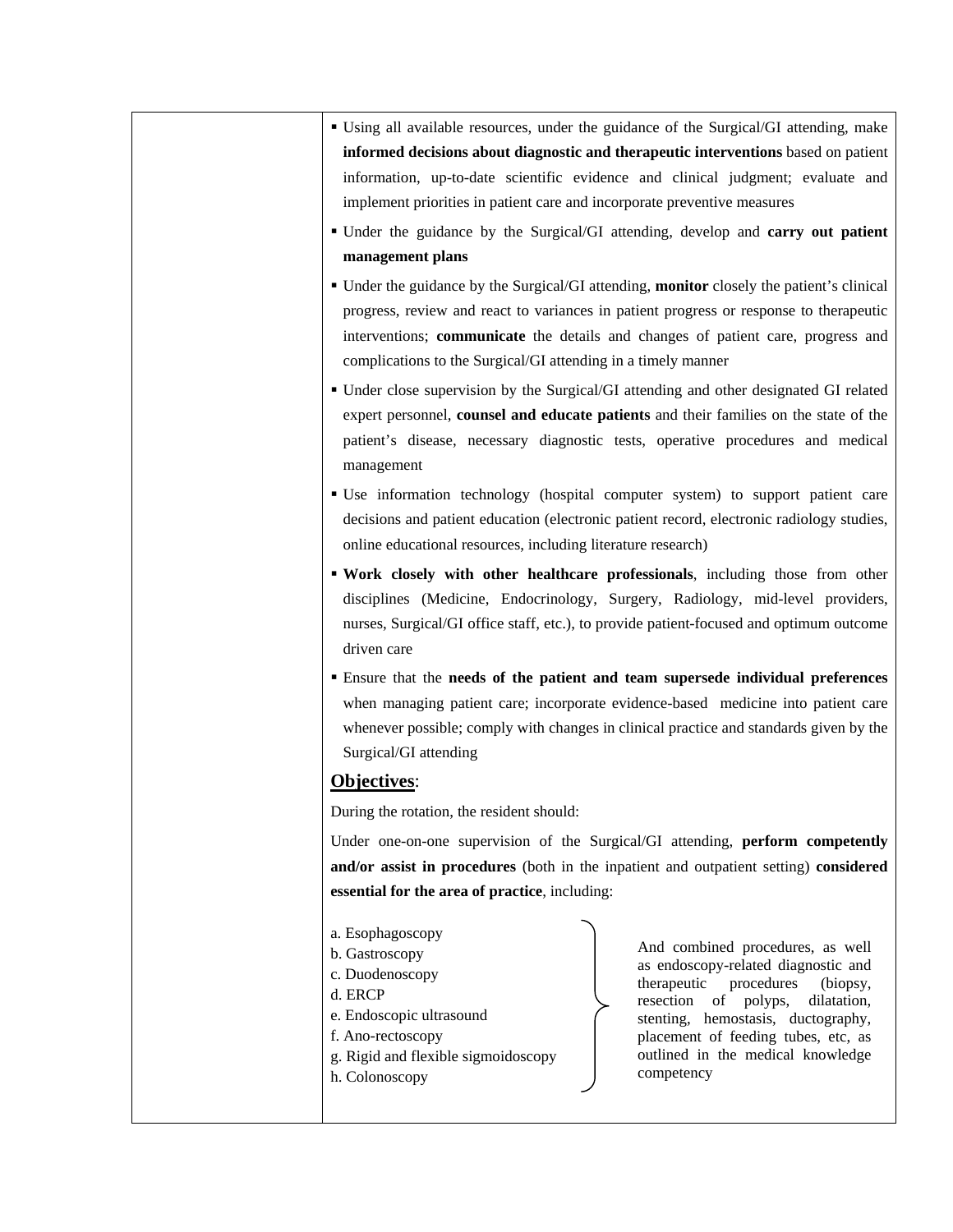- Using all available resources, under the guidance of the Surgical/GI attending, make **informed decisions about diagnostic and therapeutic interventions** based on patient information, up-to-date scientific evidence and clinical judgment; evaluate and implement priorities in patient care and incorporate preventive measures
- Under the guidance by the Surgical/GI attending, develop and **carry out patient management plans**
- Under the guidance by the Surgical/GI attending, **monitor** closely the patient's clinical progress, review and react to variances in patient progress or response to therapeutic interventions; **communicate** the details and changes of patient care, progress and complications to the Surgical/GI attending in a timely manner
- Under close supervision by the Surgical/GI attending and other designated GI related expert personnel, **counsel and educate patients** and their families on the state of the patient's disease, necessary diagnostic tests, operative procedures and medical management
- Use information technology (hospital computer system) to support patient care decisions and patient education (electronic patient record, electronic radiology studies, online educational resources, including literature research)
- **Work closely with other healthcare professionals**, including those from other disciplines (Medicine, Endocrinology, Surgery, Radiology, mid-level providers, nurses, Surgical/GI office staff, etc.), to provide patient-focused and optimum outcome driven care
- Ensure that the **needs of the patient and team supersede individual preferences** when managing patient care; incorporate evidence-based medicine into patient care whenever possible; comply with changes in clinical practice and standards given by the Surgical/GI attending

**Objectives**:

During the rotation, the resident should:

Under one-on-one supervision of the Surgical/GI attending, **perform competently and/or assist in procedures** (both in the inpatient and outpatient setting) **considered essential for the area of practice**, including:

a. Esophagoscopy
b. Gastroscopy
c. Duodenoscopy
d. ERCP
e. Endoscopic ultrasound
f. Ano-rectoscopy
g. Rigid and flexible sigmoidoscopy
h. Colonoscopy

And combined procedures, as well as endoscopy-related diagnostic and therapeutic procedures (biopsy, resection of polyps, dilatation, stenting, hemostasis, ductography, placement of feeding tubes, etc, as outlined in the medical knowledge competency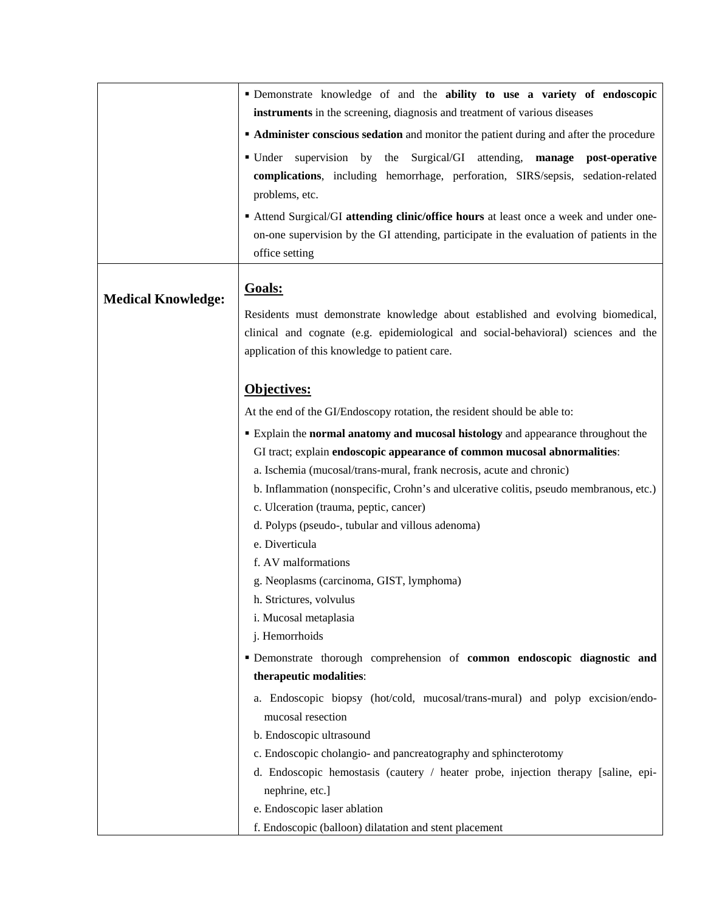| | |
|---|---|
| | ▪ Demonstrate knowledge of and the **ability to use a variety of endoscopic instruments** in the screening, diagnosis and treatment of various diseases<br>▪ **Administer conscious sedation** and monitor the patient during and after the procedure<br>▪ Under supervision by the Surgical/GI attending, **manage post-operative complications**, including hemorrhage, perforation, SIRS/sepsis, sedation-related problems, etc.<br>▪ Attend Surgical/GI **attending clinic/office hours** at least once a week and under one-on-one supervision by the GI attending, participate in the evaluation of patients in the office setting |
| **Medical Knowledge:** | **<u>Goals:</u>**<br>Residents must demonstrate knowledge about established and evolving biomedical, clinical and cognate (e.g. epidemiological and social-behavioral) sciences and the application of this knowledge to patient care.<br><br>**<u>Objectives:</u>**<br>At the end of the GI/Endoscopy rotation, the resident should be able to:<br>▪ Explain the **normal anatomy and mucosal histology** and appearance throughout the GI tract; explain **endoscopic appearance of common mucosal abnormalities**:<br>a. Ischemia (mucosal/trans-mural, frank necrosis, acute and chronic)<br>b. Inflammation (nonspecific, Crohn's and ulcerative colitis, pseudo membranous, etc.)<br>c. Ulceration (trauma, peptic, cancer)<br>d. Polyps (pseudo-, tubular and villous adenoma)<br>e. Diverticula<br>f. AV malformations<br>g. Neoplasms (carcinoma, GIST, lymphoma)<br>h. Strictures, volvulus<br>i. Mucosal metaplasia<br>j. Hemorrhoids<br>▪ Demonstrate thorough comprehension of **common endoscopic diagnostic and therapeutic modalities**:<br>a. Endoscopic biopsy (hot/cold, mucosal/trans-mural) and polyp excision/endo-mucosal resection<br>b. Endoscopic ultrasound<br>c. Endoscopic cholangio- and pancreatography and sphincterotomy<br>d. Endoscopic hemostasis (cautery / heater probe, injection therapy [saline, epi-nephrine, etc.]<br>e. Endoscopic laser ablation<br>f. Endoscopic (balloon) dilatation and stent placement |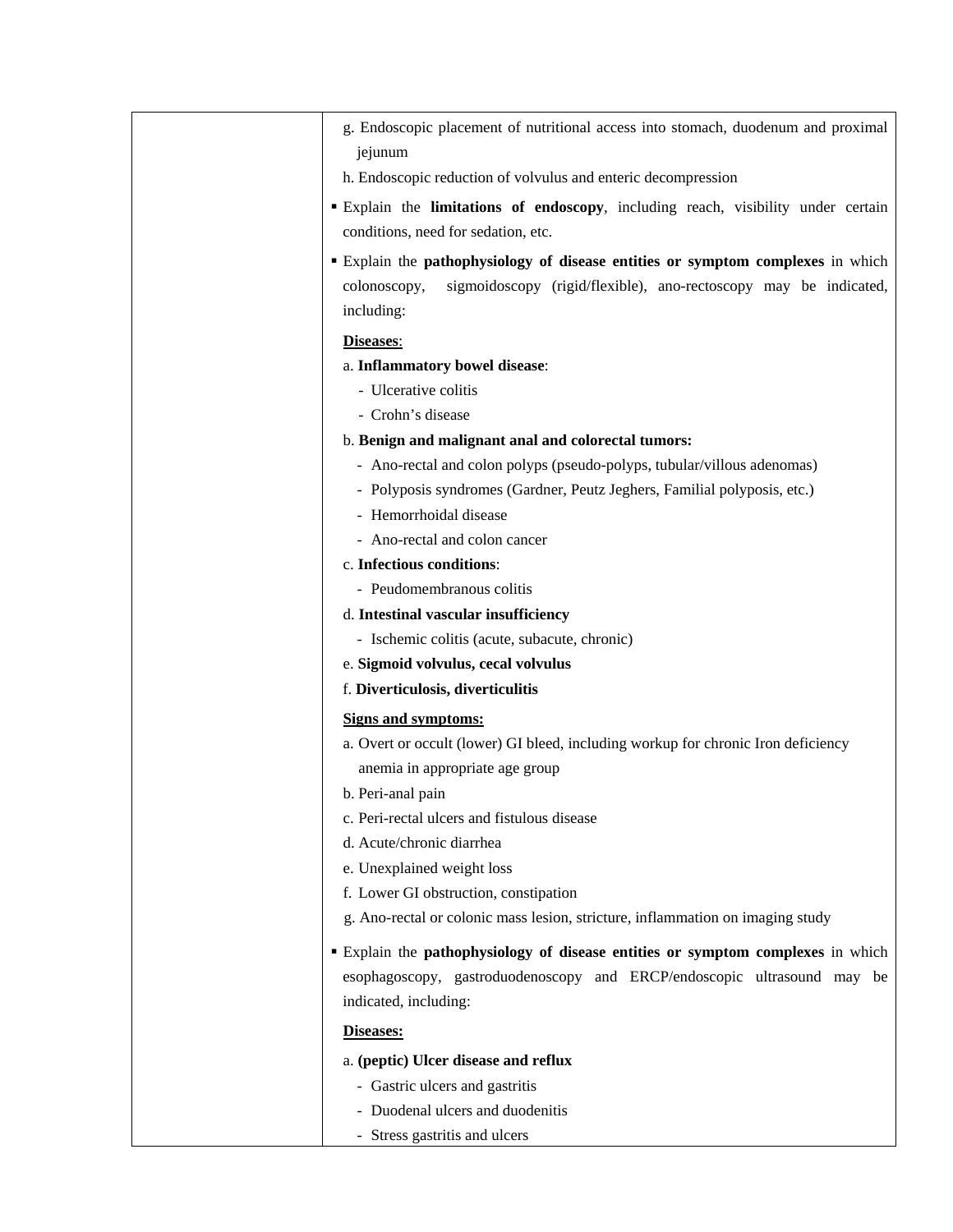| | g. Endoscopic placement of nutritional access into stomach, duodenum and proximal jejunum<br>h. Endoscopic reduction of volvulus and enteric decompression<br>▪ Explain the **limitations of endoscopy**, including reach, visibility under certain conditions, need for sedation, etc.<br>▪ Explain the **pathophysiology of disease entities or symptom complexes** in which colonoscopy, sigmoidoscopy (rigid/flexible), ano-rectoscopy may be indicated, including:<br>**<u>Diseases</u>**:<br>a. **Inflammatory bowel disease**:<br>- Ulcerative colitis<br>- Crohn's disease<br>b. **Benign and malignant anal and colorectal tumors:**<br>- Ano-rectal and colon polyps (pseudo-polyps, tubular/villous adenomas)<br>- Polyposis syndromes (Gardner, Peutz Jeghers, Familial polyposis, etc.)<br>- Hemorrhoidal disease<br>- Ano-rectal and colon cancer<br>c. **Infectious conditions**:<br>- Peudomembranous colitis<br>d. **Intestinal vascular insufficiency**<br>- Ischemic colitis (acute, subacute, chronic)<br>e. **Sigmoid volvulus, cecal volvulus**<br>f. **Diverticulosis, diverticulitis**<br>**<u>Signs and symptoms:</u>**<br>a. Overt or occult (lower) GI bleed, including workup for chronic Iron deficiency anemia in appropriate age group<br>b. Peri-anal pain<br>c. Peri-rectal ulcers and fistulous disease<br>d. Acute/chronic diarrhea<br>e. Unexplained weight loss<br>f. Lower GI obstruction, constipation<br>g. Ano-rectal or colonic mass lesion, stricture, inflammation on imaging study<br>▪ Explain the **pathophysiology of disease entities or symptom complexes** in which esophagoscopy, gastroduodenoscopy and ERCP/endoscopic ultrasound may be indicated, including:<br>**<u>Diseases:</u>**<br>a. **(peptic) Ulcer disease and reflux**<br>- Gastric ulcers and gastritis<br>- Duodenal ulcers and duodenitis<br>- Stress gastritis and ulcers |
|---|---|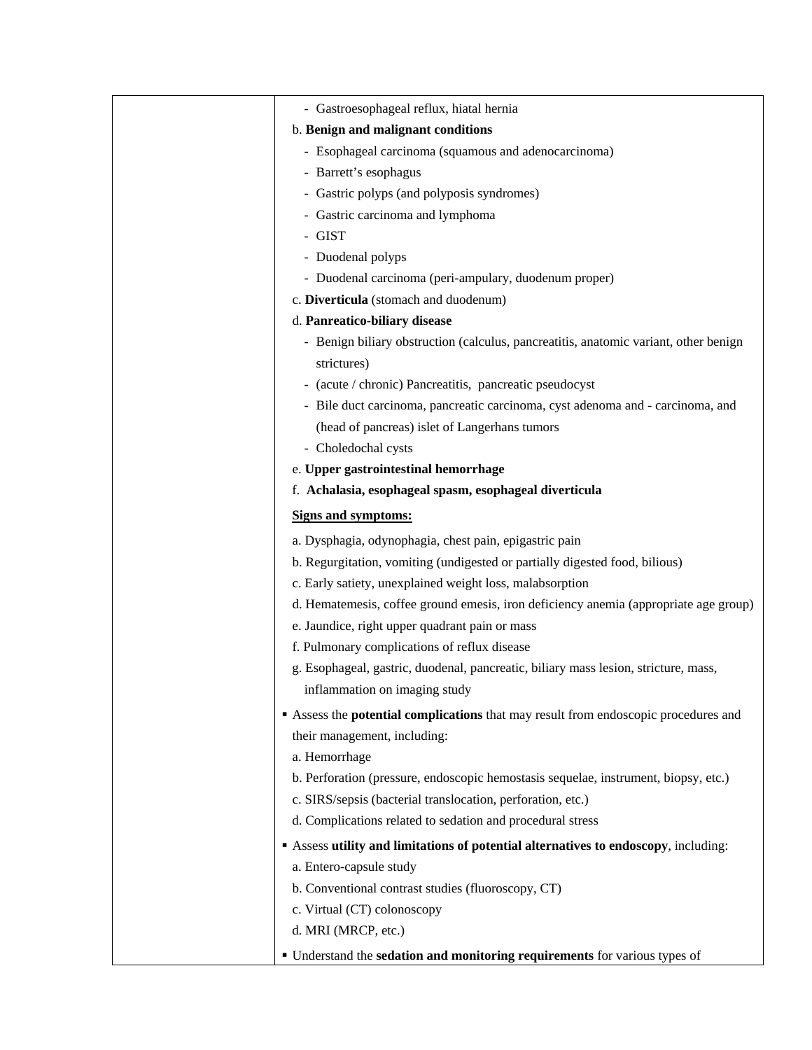| | - Gastroesophageal reflux, hiatal hernia<br>b. **Benign and malignant conditions**<br>- Esophageal carcinoma (squamous and adenocarcinoma)<br>- Barrett's esophagus<br>- Gastric polyps (and polyposis syndromes)<br>- Gastric carcinoma and lymphoma<br>- GIST<br>- Duodenal polyps<br>- Duodenal carcinoma (peri-ampulary, duodenum proper)<br>c. **Diverticula** (stomach and duodenum)<br>d. **Panreatico-biliary disease**<br>- Benign biliary obstruction (calculus, pancreatitis, anatomic variant, other benign strictures)<br>- (acute / chronic) Pancreatitis, pancreatic pseudocyst<br>- Bile duct carcinoma, pancreatic carcinoma, cyst adenoma and - carcinoma, and (head of pancreas) islet of Langerhans tumors<br>- Choledochal cysts<br>e. **Upper gastrointestinal hemorrhage**<br>f. **Achalasia, esophageal spasm, esophageal diverticula**<br><br>**Signs and symptoms:**<br><br>a. Dysphagia, odynophagia, chest pain, epigastric pain<br>b. Regurgitation, vomiting (undigested or partially digested food, bilious)<br>c. Early satiety, unexplained weight loss, malabsorption<br>d. Hematemesis, coffee ground emesis, iron deficiency anemia (appropriate age group)<br>e. Jaundice, right upper quadrant pain or mass<br>f. Pulmonary complications of reflux disease<br>g. Esophageal, gastric, duodenal, pancreatic, biliary mass lesion, stricture, mass, inflammation on imaging study<br><br>▪ Assess the **potential complications** that may result from endoscopic procedures and their management, including:<br>a. Hemorrhage<br>b. Perforation (pressure, endoscopic hemostasis sequelae, instrument, biopsy, etc.)<br>c. SIRS/sepsis (bacterial translocation, perforation, etc.)<br>d. Complications related to sedation and procedural stress<br><br>▪ Assess **utility and limitations of potential alternatives to endoscopy**, including:<br>a. Entero-capsule study<br>b. Conventional contrast studies (fluoroscopy, CT)<br>c. Virtual (CT) colonoscopy<br>d. MRI (MRCP, etc.)<br><br>▪ Understand the **sedation and monitoring requirements** for various types of |
|---|---|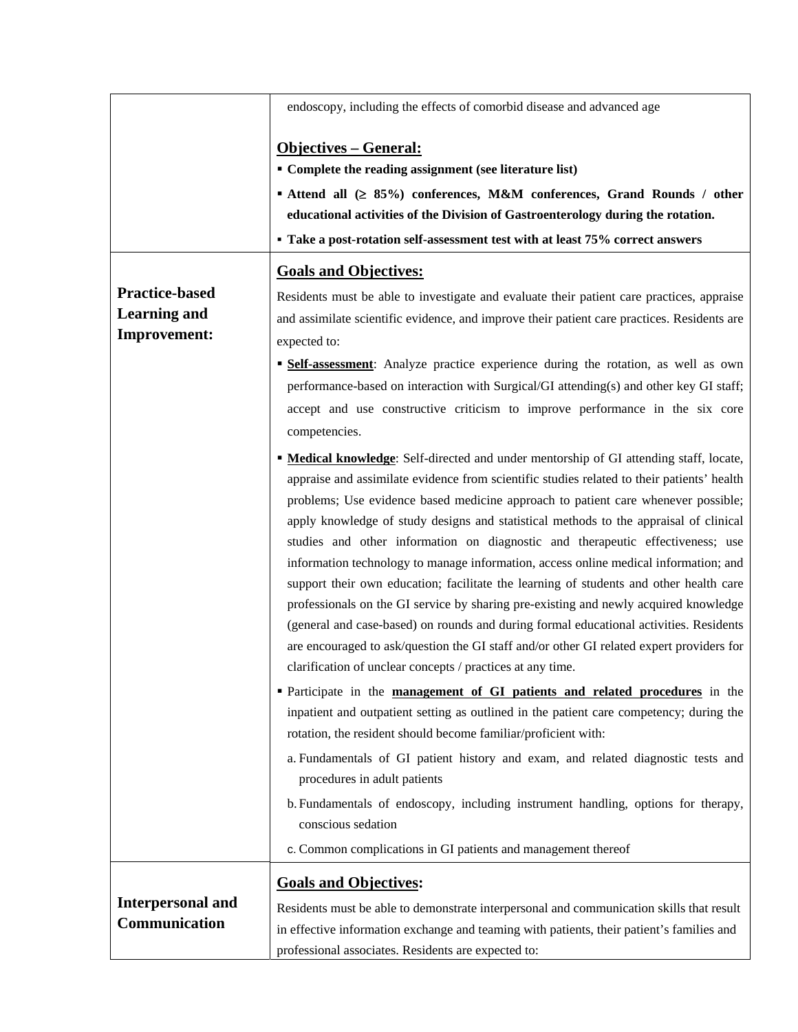| | |
|---|---|
| | endoscopy, including the effects of comorbid disease and advanced age<br><br>**Objectives – General:**<br>▪ **Complete the reading assignment (see literature list)**<br>▪ **Attend all (≥ 85%) conferences, M&M conferences, Grand Rounds / other educational activities of the Division of Gastroenterology during the rotation.**<br>▪ **Take a post-rotation self-assessment test with at least 75% correct answers** |
| **Practice-based Learning and Improvement:** | **Goals and Objectives:**<br>Residents must be able to investigate and evaluate their patient care practices, appraise and assimilate scientific evidence, and improve their patient care practices. Residents are expected to:<br>▪ **Self-assessment**: Analyze practice experience during the rotation, as well as own performance-based on interaction with Surgical/GI attending(s) and other key GI staff; accept and use constructive criticism to improve performance in the six core competencies.<br>▪ **Medical knowledge**: Self-directed and under mentorship of GI attending staff, locate, appraise and assimilate evidence from scientific studies related to their patients' health problems; Use evidence based medicine approach to patient care whenever possible; apply knowledge of study designs and statistical methods to the appraisal of clinical studies and other information on diagnostic and therapeutic effectiveness; use information technology to manage information, access online medical information; and support their own education; facilitate the learning of students and other health care professionals on the GI service by sharing pre-existing and newly acquired knowledge (general and case-based) on rounds and during formal educational activities. Residents are encouraged to ask/question the GI staff and/or other GI related expert providers for clarification of unclear concepts / practices at any time.<br>▪ Participate in the **management of GI patients and related procedures** in the inpatient and outpatient setting as outlined in the patient care competency; during the rotation, the resident should become familiar/proficient with:<br>a. Fundamentals of GI patient history and exam, and related diagnostic tests and procedures in adult patients<br>b. Fundamentals of endoscopy, including instrument handling, options for therapy, conscious sedation<br>c. Common complications in GI patients and management thereof |
| **Interpersonal and Communication** | **Goals and Objectives:**<br>Residents must be able to demonstrate interpersonal and communication skills that result in effective information exchange and teaming with patients, their patient's families and professional associates. Residents are expected to: |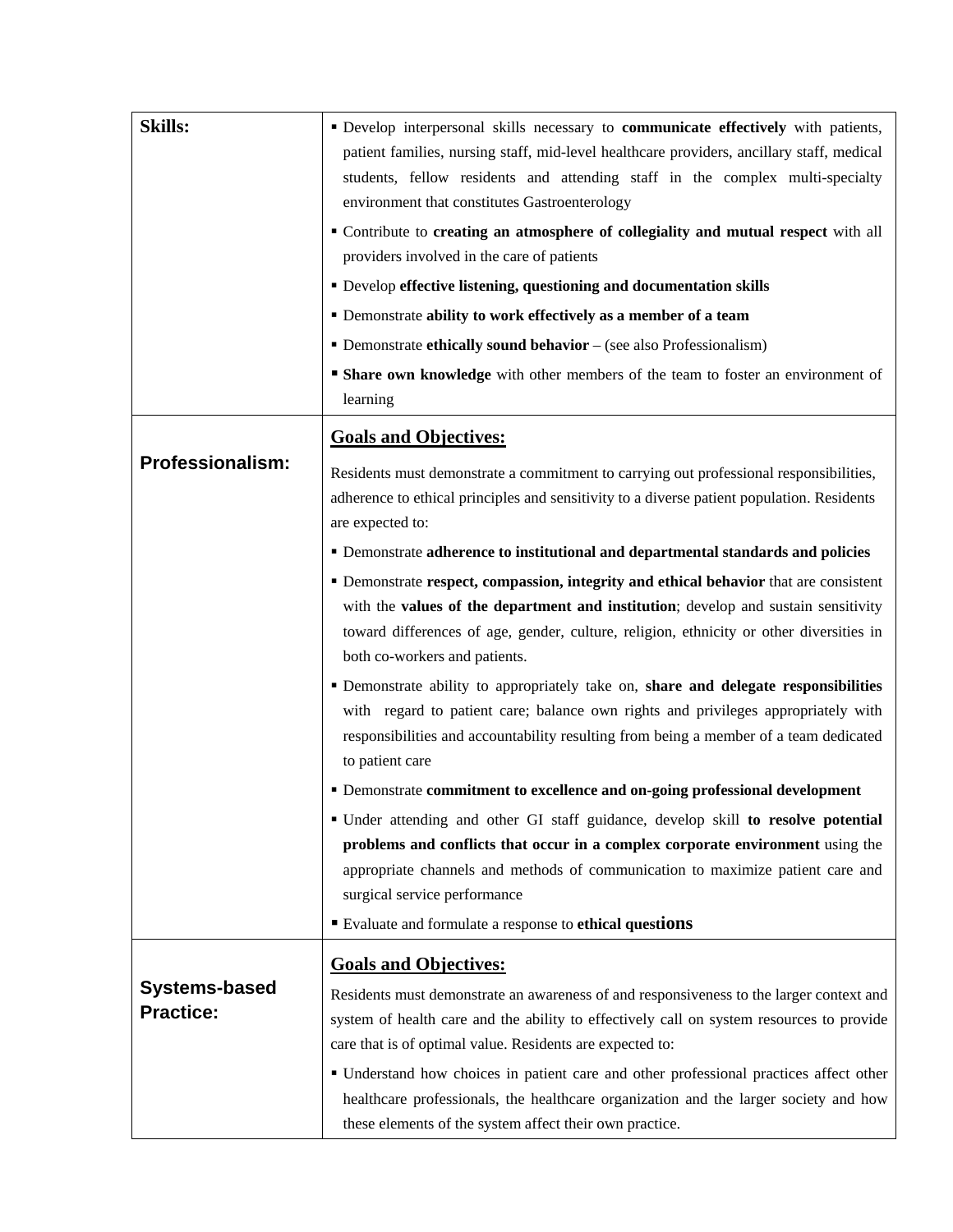| | |
|---|---|
| **Skills:** | ▪ Develop interpersonal skills necessary to **communicate effectively** with patients, patient families, nursing staff, mid-level healthcare providers, ancillary staff, medical students, fellow residents and attending staff in the complex multi-specialty environment that constitutes Gastroenterology<br>▪ Contribute to **creating an atmosphere of collegiality and mutual respect** with all providers involved in the care of patients<br>▪ Develop **effective listening, questioning and documentation skills**<br>▪ Demonstrate **ability to work effectively as a member of a team**<br>▪ Demonstrate **ethically sound behavior** – (see also Professionalism)<br>▪ **Share own knowledge** with other members of the team to foster an environment of learning |
| **Professionalism:** | **<u>Goals and Objectives:</u>**<br>Residents must demonstrate a commitment to carrying out professional responsibilities, adherence to ethical principles and sensitivity to a diverse patient population. Residents are expected to:<br>▪ Demonstrate **adherence to institutional and departmental standards and policies**<br>▪ Demonstrate **respect, compassion, integrity and ethical behavior** that are consistent with the **values of the department and institution**; develop and sustain sensitivity toward differences of age, gender, culture, religion, ethnicity or other diversities in both co-workers and patients.<br>▪ Demonstrate ability to appropriately take on, **share and delegate responsibilities** with regard to patient care; balance own rights and privileges appropriately with responsibilities and accountability resulting from being a member of a team dedicated to patient care<br>▪ Demonstrate **commitment to excellence and on-going professional development**<br>▪ Under attending and other GI staff guidance, develop skill **to resolve potential problems and conflicts that occur in a complex corporate environment** using the appropriate channels and methods of communication to maximize patient care and surgical service performance<br>▪ Evaluate and formulate a response to **ethical questions** |
| **Systems-based Practice:** | **<u>Goals and Objectives:</u>**<br>Residents must demonstrate an awareness of and responsiveness to the larger context and system of health care and the ability to effectively call on system resources to provide care that is of optimal value. Residents are expected to:<br>▪ Understand how choices in patient care and other professional practices affect other healthcare professionals, the healthcare organization and the larger society and how these elements of the system affect their own practice. |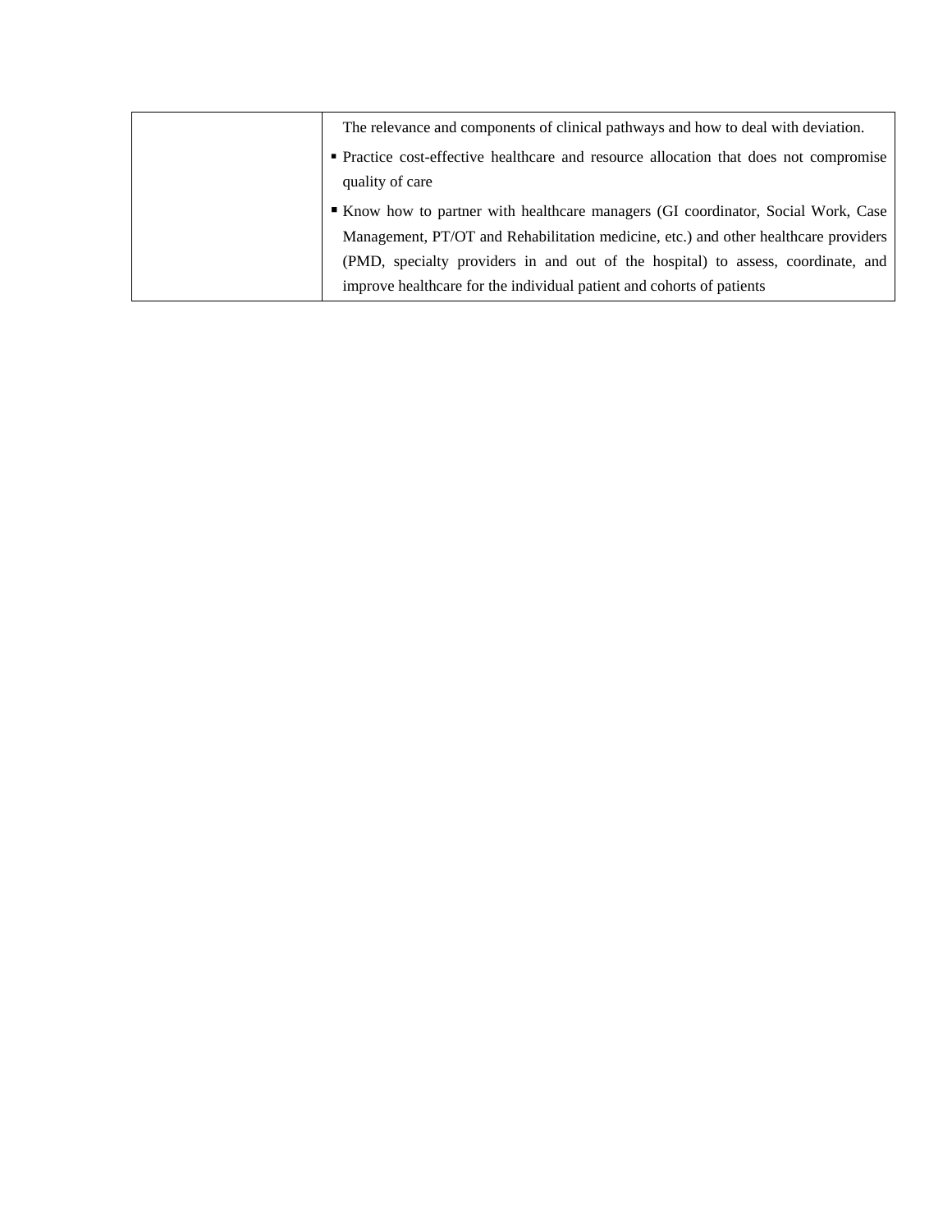| | |
|---|---|
| | The relevance and components of clinical pathways and how to deal with deviation.<br>▪ Practice cost-effective healthcare and resource allocation that does not compromise quality of care<br>▪ Know how to partner with healthcare managers (GI coordinator, Social Work, Case Management, PT/OT and Rehabilitation medicine, etc.) and other healthcare providers (PMD, specialty providers in and out of the hospital) to assess, coordinate, and improve healthcare for the individual patient and cohorts of patients |